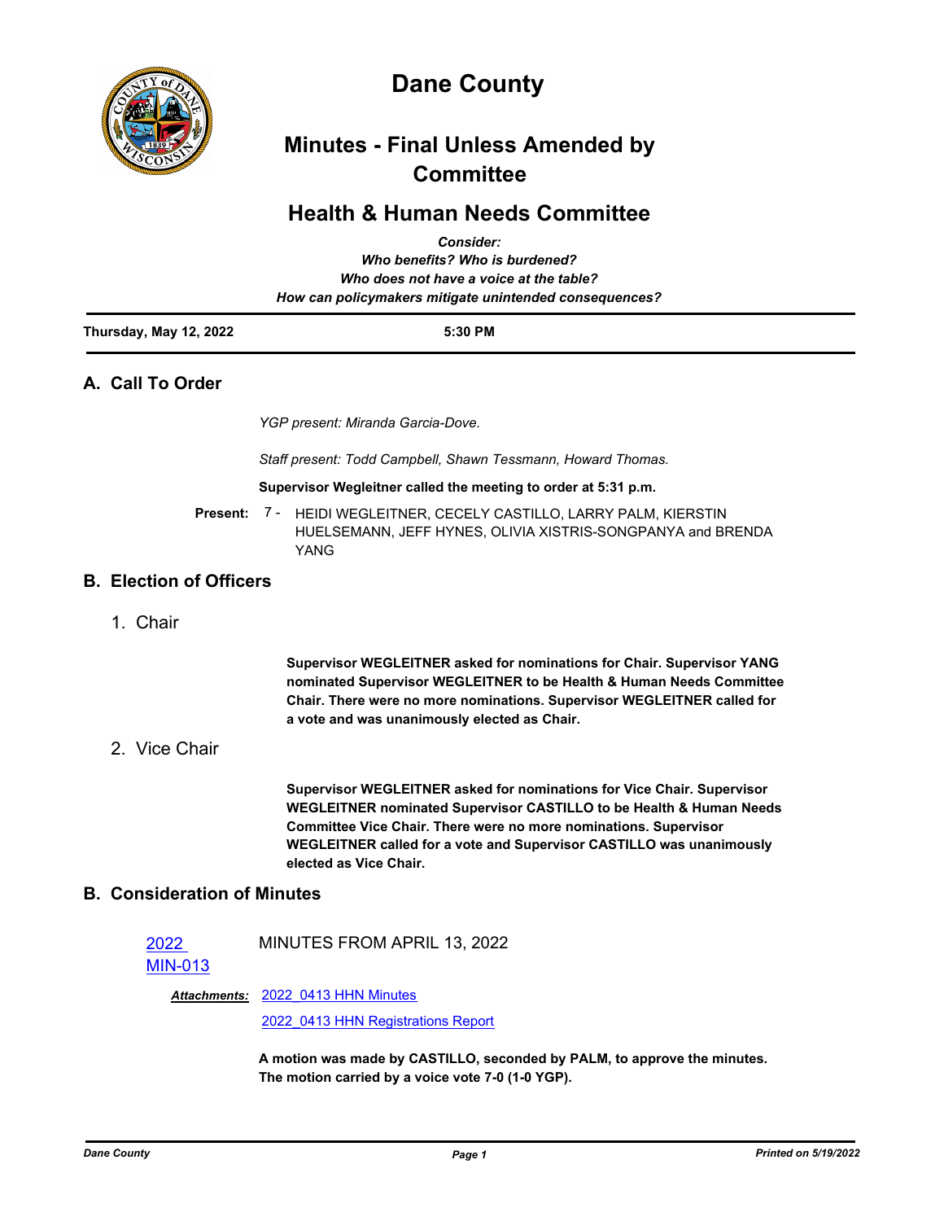# Dane County

## Minutes - Final Unless Amended by Committee

## Health & Human Needs Committee

***Consider:***
***Who benefits? Who is burdened?***
***Who does not have a voice at the table?***
***How can policymakers mitigate unintended consequences?***

**Thursday, May 12, 2022** **5:30 PM**

## A. Call To Order

*YGP present: Miranda Garcia-Dove.*

*Staff present: Todd Campbell, Shawn Tessmann, Howard Thomas.*

**Supervisor Wegleitner called the meeting to order at 5:31 p.m.**

**Present:** 7 - HEIDI WEGLEITNER, CECELY CASTILLO, LARRY PALM, KIERSTIN HUELSEMANN, JEFF HYNES, OLIVIA XISTRIS-SONGPANYA and BRENDA YANG

## B. Election of Officers

1. Chair

**Supervisor WEGLEITNER asked for nominations for Chair. Supervisor YANG nominated Supervisor WEGLEITNER to be Health & Human Needs Committee Chair. There were no more nominations. Supervisor WEGLEITNER called for a vote and was unanimously elected as Chair.**

2. Vice Chair

**Supervisor WEGLEITNER asked for nominations for Vice Chair. Supervisor WEGLEITNER nominated Supervisor CASTILLO to be Health & Human Needs Committee Vice Chair. There were no more nominations. Supervisor WEGLEITNER called for a vote and Supervisor CASTILLO was unanimously elected as Vice Chair.**

## B. Consideration of Minutes

2022 MIN-013 MINUTES FROM APRIL 13, 2022

***Attachments:*** 2022_0413 HHN Minutes
2022_0413 HHN Registrations Report

**A motion was made by CASTILLO, seconded by PALM, to approve the minutes. The motion carried by a voice vote 7-0 (1-0 YGP).**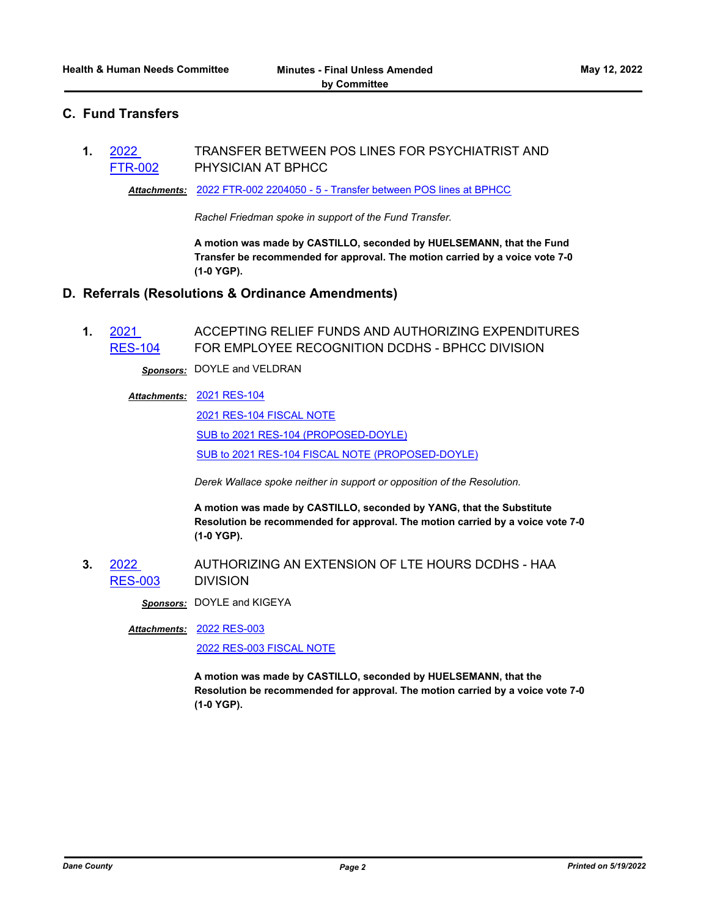## C. Fund Transfers

**1.** 2022 FTR-002 — TRANSFER BETWEEN POS LINES FOR PSYCHIATRIST AND PHYSICIAN AT BPHCC

***Attachments:*** 2022 FTR-002 2204050 - 5 - Transfer between POS lines at BPHCC

*Rachel Friedman spoke in support of the Fund Transfer.*

**A motion was made by CASTILLO, seconded by HUELSEMANN, that the Fund Transfer be recommended for approval. The motion carried by a voice vote 7-0 (1-0 YGP).**

## D. Referrals (Resolutions & Ordinance Amendments)

**1.** 2021 RES-104 — ACCEPTING RELIEF FUNDS AND AUTHORIZING EXPENDITURES FOR EMPLOYEE RECOGNITION DCDHS - BPHCC DIVISION

***Sponsors:*** DOYLE and VELDRAN

***Attachments:*** 2021 RES-104
2021 RES-104 FISCAL NOTE
SUB to 2021 RES-104 (PROPOSED-DOYLE)
SUB to 2021 RES-104 FISCAL NOTE (PROPOSED-DOYLE)

*Derek Wallace spoke neither in support or opposition of the Resolution.*

**A motion was made by CASTILLO, seconded by YANG, that the Substitute Resolution be recommended for approval. The motion carried by a voice vote 7-0 (1-0 YGP).**

**3.** 2022 RES-003 — AUTHORIZING AN EXTENSION OF LTE HOURS DCDHS - HAA DIVISION

***Sponsors:*** DOYLE and KIGEYA

***Attachments:*** 2022 RES-003
2022 RES-003 FISCAL NOTE

**A motion was made by CASTILLO, seconded by HUELSEMANN, that the Resolution be recommended for approval. The motion carried by a voice vote 7-0 (1-0 YGP).**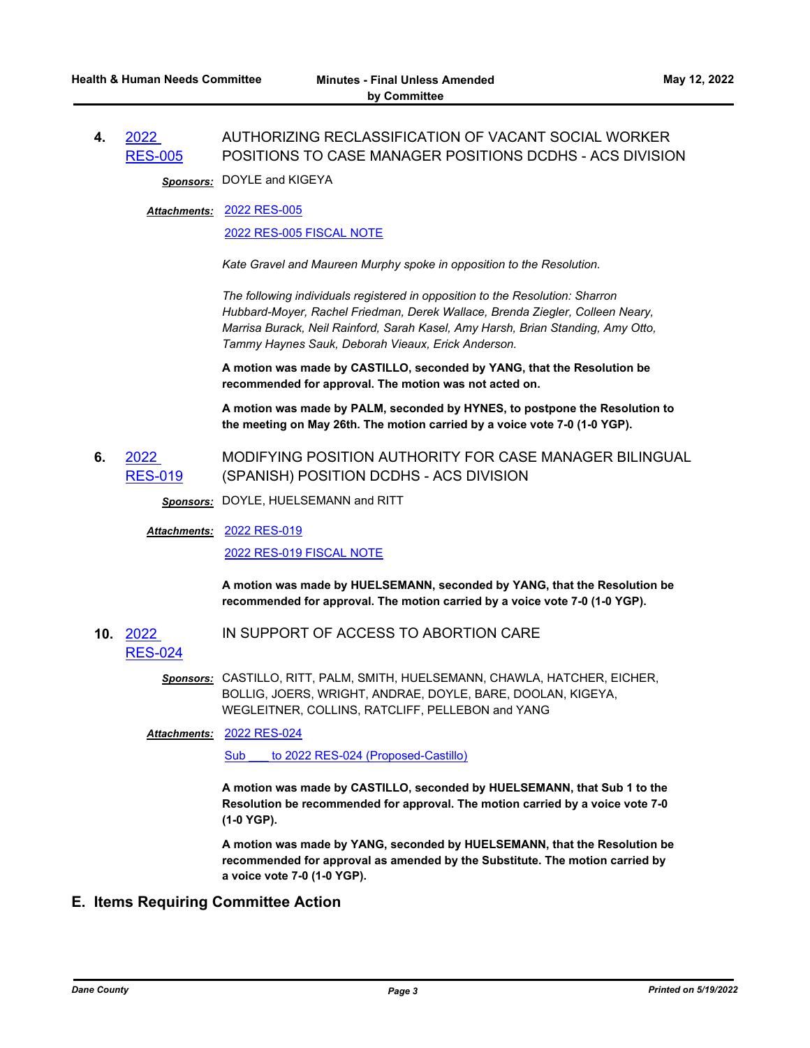**4.** [2022 RES-005] AUTHORIZING RECLASSIFICATION OF VACANT SOCIAL WORKER POSITIONS TO CASE MANAGER POSITIONS DCDHS - ACS DIVISION

***Sponsors:*** DOYLE and KIGEYA

***Attachments:*** 2022 RES-005

2022 RES-005 FISCAL NOTE

*Kate Gravel and Maureen Murphy spoke in opposition to the Resolution.*

*The following individuals registered in opposition to the Resolution: Sharron Hubbard-Moyer, Rachel Friedman, Derek Wallace, Brenda Ziegler, Colleen Neary, Marrisa Burack, Neil Rainford, Sarah Kasel, Amy Harsh, Brian Standing, Amy Otto, Tammy Haynes Sauk, Deborah Vieaux, Erick Anderson.*

**A motion was made by CASTILLO, seconded by YANG, that the Resolution be recommended for approval. The motion was not acted on.**

**A motion was made by PALM, seconded by HYNES, to postpone the Resolution to the meeting on May 26th. The motion carried by a voice vote 7-0 (1-0 YGP).**

**6.** [2022 RES-019] MODIFYING POSITION AUTHORITY FOR CASE MANAGER BILINGUAL (SPANISH) POSITION DCDHS - ACS DIVISION

***Sponsors:*** DOYLE, HUELSEMANN and RITT

***Attachments:*** 2022 RES-019

2022 RES-019 FISCAL NOTE

**A motion was made by HUELSEMANN, seconded by YANG, that the Resolution be recommended for approval. The motion carried by a voice vote 7-0 (1-0 YGP).**

**10.** [2022 RES-024] IN SUPPORT OF ACCESS TO ABORTION CARE

***Sponsors:*** CASTILLO, RITT, PALM, SMITH, HUELSEMANN, CHAWLA, HATCHER, EICHER, BOLLIG, JOERS, WRIGHT, ANDRAE, DOYLE, BARE, DOOLAN, KIGEYA, WEGLEITNER, COLLINS, RATCLIFF, PELLEBON and YANG

***Attachments:*** 2022 RES-024

Sub ___ to 2022 RES-024 (Proposed-Castillo)

**A motion was made by CASTILLO, seconded by HUELSEMANN, that Sub 1 to the Resolution be recommended for approval. The motion carried by a voice vote 7-0 (1-0 YGP).**

**A motion was made by YANG, seconded by HUELSEMANN, that the Resolution be recommended for approval as amended by the Substitute. The motion carried by a voice vote 7-0 (1-0 YGP).**

## E. Items Requiring Committee Action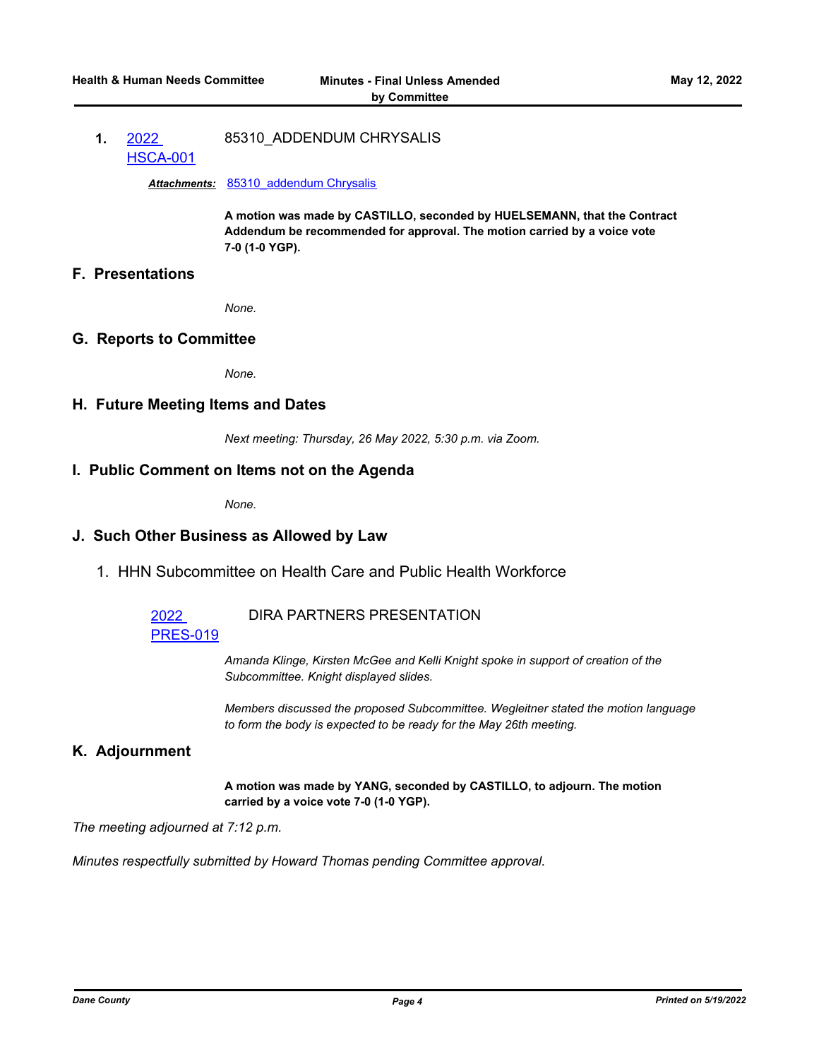1. [2022 HSCA-001](#) 85310_ADDENDUM CHRYSALIS

   ***Attachments:*** [85310_addendum Chrysalis](#)

   **A motion was made by CASTILLO, seconded by HUELSEMANN, that the Contract Addendum be recommended for approval. The motion carried by a voice vote 7-0 (1-0 YGP).**

## F. Presentations

*None.*

## G. Reports to Committee

*None.*

## H. Future Meeting Items and Dates

*Next meeting: Thursday, 26 May 2022, 5:30 p.m. via Zoom.*

## I. Public Comment on Items not on the Agenda

*None.*

## J. Such Other Business as Allowed by Law

1. HHN Subcommittee on Health Care and Public Health Workforce

   [2022 PRES-019](#) DIRA PARTNERS PRESENTATION

   *Amanda Klinge, Kirsten McGee and Kelli Knight spoke in support of creation of the Subcommittee. Knight displayed slides.*

   *Members discussed the proposed Subcommittee. Wegleitner stated the motion language to form the body is expected to be ready for the May 26th meeting.*

## K. Adjournment

**A motion was made by YANG, seconded by CASTILLO, to adjourn. The motion carried by a voice vote 7-0 (1-0 YGP).**

*The meeting adjourned at 7:12 p.m.*

*Minutes respectfully submitted by Howard Thomas pending Committee approval.*